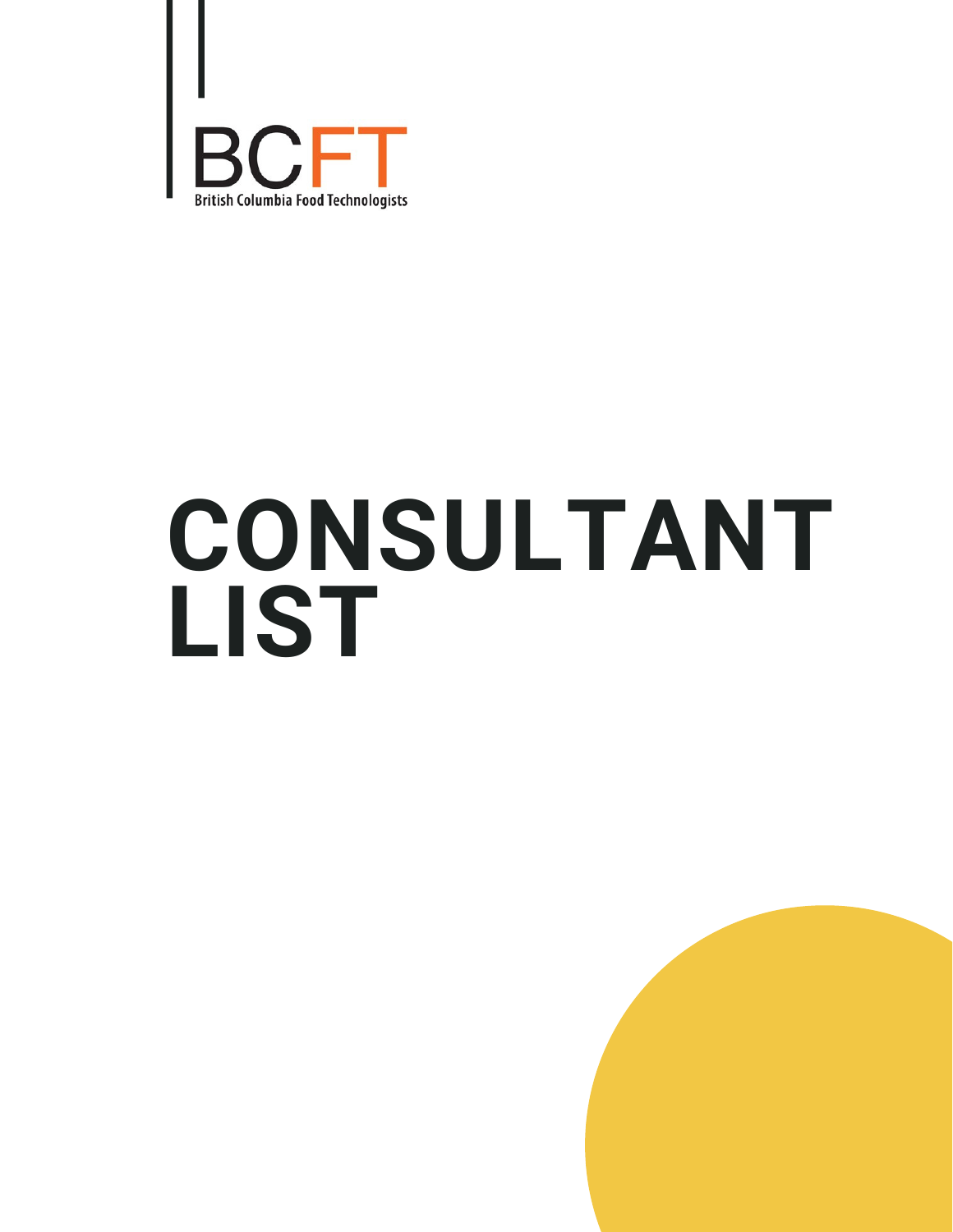BCFT

British Columbia Food Technologists

# CONSULTANT LIST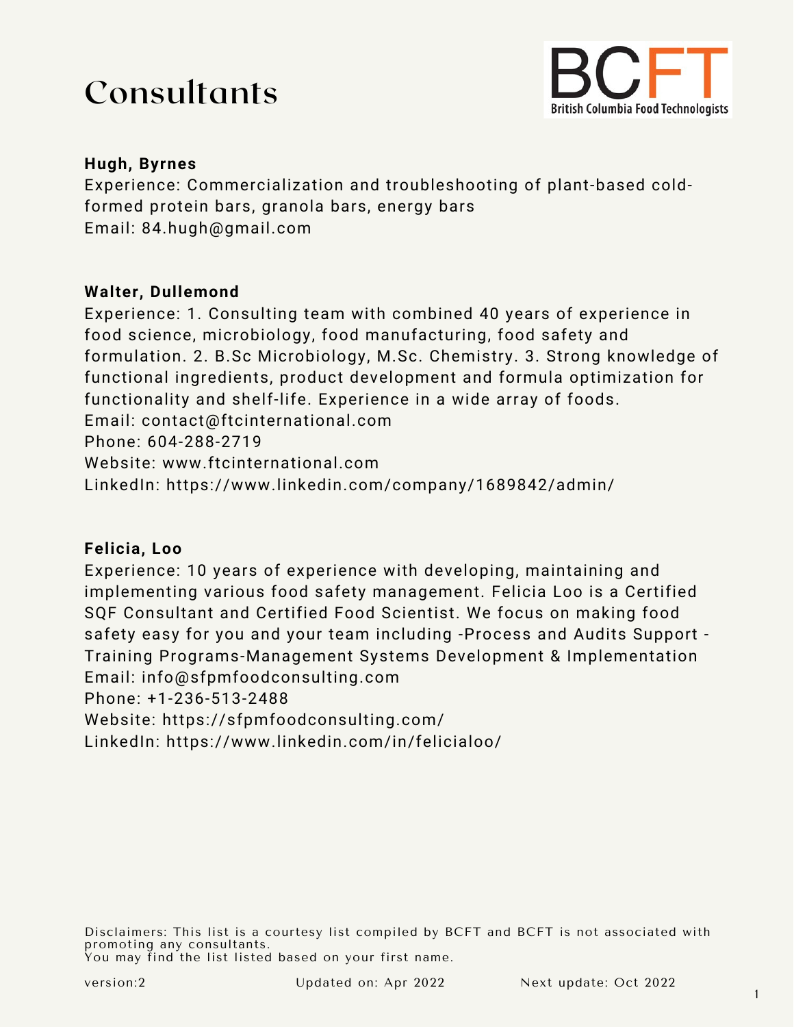# Consultants

BCFT
British Columbia Food Technologists

**Hugh, Byrnes**
Experience: Commercialization and troubleshooting of plant-based cold-formed protein bars, granola bars, energy bars
Email: 84.hugh@gmail.com

**Walter, Dullemond**
Experience: 1. Consulting team with combined 40 years of experience in food science, microbiology, food manufacturing, food safety and formulation. 2. B.Sc Microbiology, M.Sc. Chemistry. 3. Strong knowledge of functional ingredients, product development and formula optimization for functionality and shelf-life. Experience in a wide array of foods.
Email: contact@ftcinternational.com
Phone: 604-288-2719
Website: www.ftcinternational.com
LinkedIn: https://www.linkedin.com/company/1689842/admin/

**Felicia, Loo**
Experience: 10 years of experience with developing, maintaining and implementing various food safety management. Felicia Loo is a Certified SQF Consultant and Certified Food Scientist. We focus on making food safety easy for you and your team including -Process and Audits Support -Training Programs-Management Systems Development & Implementation
Email: info@sfpmfoodconsulting.com
Phone: +1-236-513-2488
Website: https://sfpmfoodconsulting.com/
LinkedIn: https://www.linkedin.com/in/felicialoo/

Disclaimers: This list is a courtesy list compiled by BCFT and BCFT is not associated with promoting any consultants.
You may find the list listed based on your first name.

version:2 Updated on: Apr 2022 Next update: Oct 2022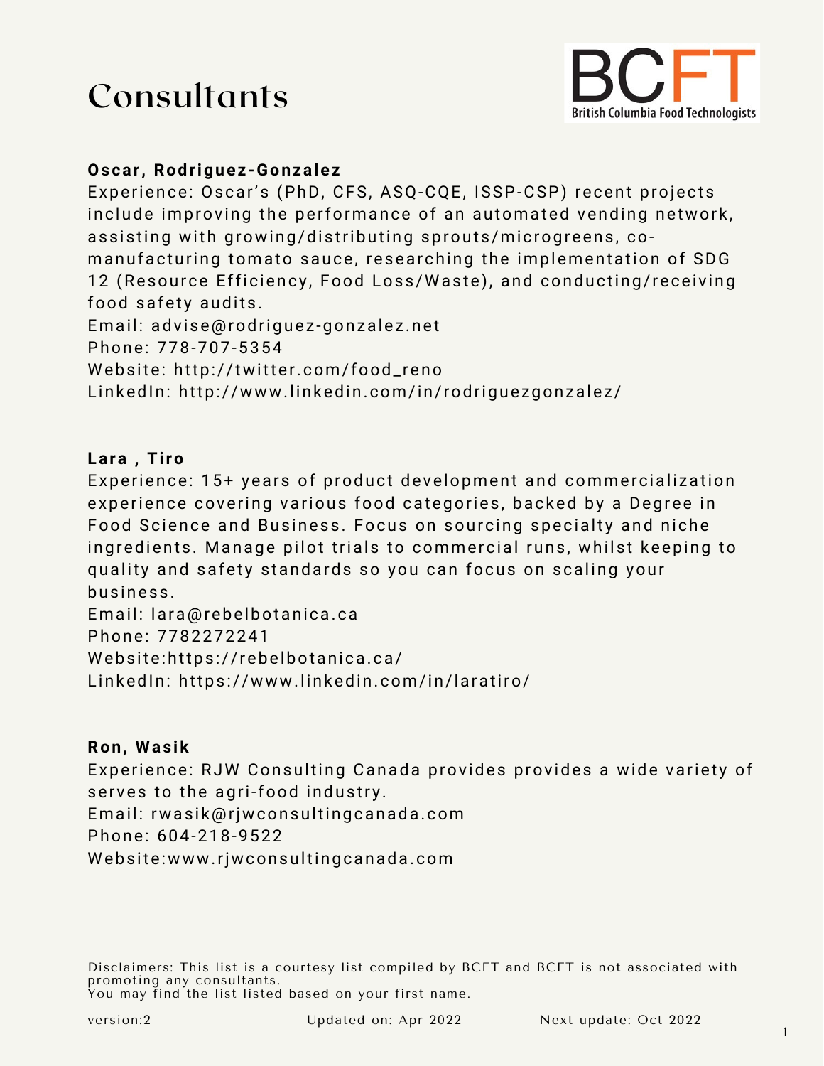# Consultants

BCFT
British Columbia Food Technologists

**Oscar, Rodriguez-Gonzalez**
Experience: Oscar's (PhD, CFS, ASQ-CQE, ISSP-CSP) recent projects include improving the performance of an automated vending network, assisting with growing/distributing sprouts/microgreens, co-manufacturing tomato sauce, researching the implementation of SDG 12 (Resource Efficiency, Food Loss/Waste), and conducting/receiving food safety audits.
Email: advise@rodriguez-gonzalez.net
Phone: 778-707-5354
Website: http://twitter.com/food_reno
LinkedIn: http://www.linkedin.com/in/rodriguezgonzalez/

**Lara , Tiro**
Experience: 15+ years of product development and commercialization experience covering various food categories, backed by a Degree in Food Science and Business. Focus on sourcing specialty and niche ingredients. Manage pilot trials to commercial runs, whilst keeping to quality and safety standards so you can focus on scaling your business.
Email: lara@rebelbotanica.ca
Phone: 7782272241
Website:https://rebelbotanica.ca/
LinkedIn: https://www.linkedin.com/in/laratiro/

**Ron, Wasik**
Experience: RJW Consulting Canada provides provides a wide variety of serves to the agri-food industry.
Email: rwasik@rjwconsultingcanada.com
Phone: 604-218-9522
Website:www.rjwconsultingcanada.com

Disclaimers: This list is a courtesy list compiled by BCFT and BCFT is not associated with promoting any consultants.
You may find the list listed based on your first name.

version:2 Updated on: Apr 2022 Next update: Oct 2022